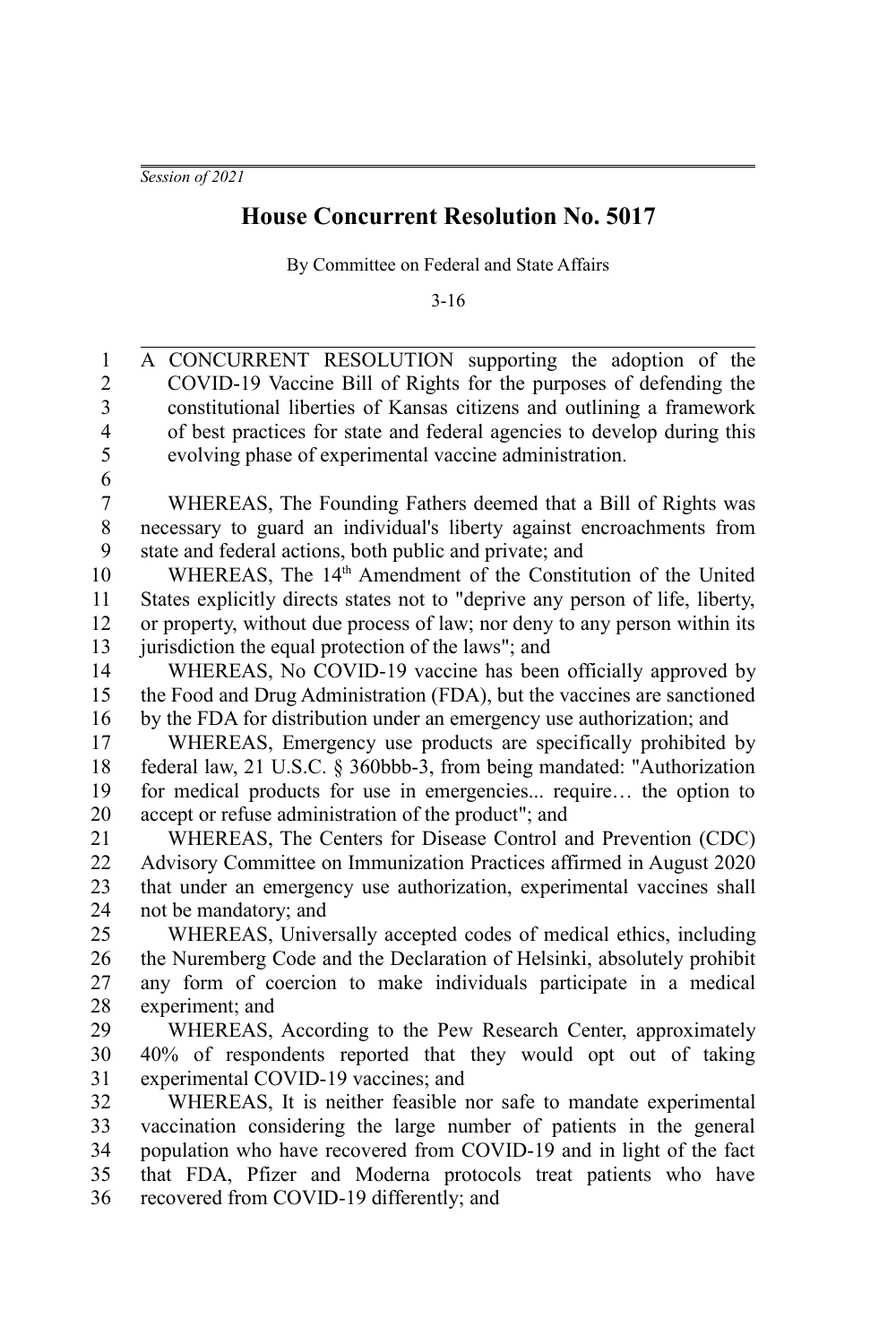*Session of 2021*

# House Concurrent Resolution No. 5017

By Committee on Federal and State Affairs

3-16

A CONCURRENT RESOLUTION supporting the adoption of the COVID-19 Vaccine Bill of Rights for the purposes of defending the constitutional liberties of Kansas citizens and outlining a framework of best practices for state and federal agencies to develop during this evolving phase of experimental vaccine administration.

WHEREAS, The Founding Fathers deemed that a Bill of Rights was necessary to guard an individual's liberty against encroachments from state and federal actions, both public and private; and

WHEREAS, The 14th Amendment of the Constitution of the United States explicitly directs states not to "deprive any person of life, liberty, or property, without due process of law; nor deny to any person within its jurisdiction the equal protection of the laws"; and

WHEREAS, No COVID-19 vaccine has been officially approved by the Food and Drug Administration (FDA), but the vaccines are sanctioned by the FDA for distribution under an emergency use authorization; and

WHEREAS, Emergency use products are specifically prohibited by federal law, 21 U.S.C. § 360bbb-3, from being mandated: "Authorization for medical products for use in emergencies... require… the option to accept or refuse administration of the product"; and

WHEREAS, The Centers for Disease Control and Prevention (CDC) Advisory Committee on Immunization Practices affirmed in August 2020 that under an emergency use authorization, experimental vaccines shall not be mandatory; and

WHEREAS, Universally accepted codes of medical ethics, including the Nuremberg Code and the Declaration of Helsinki, absolutely prohibit any form of coercion to make individuals participate in a medical experiment; and

WHEREAS, According to the Pew Research Center, approximately 40% of respondents reported that they would opt out of taking experimental COVID-19 vaccines; and

WHEREAS, It is neither feasible nor safe to mandate experimental vaccination considering the large number of patients in the general population who have recovered from COVID-19 and in light of the fact that FDA, Pfizer and Moderna protocols treat patients who have recovered from COVID-19 differently; and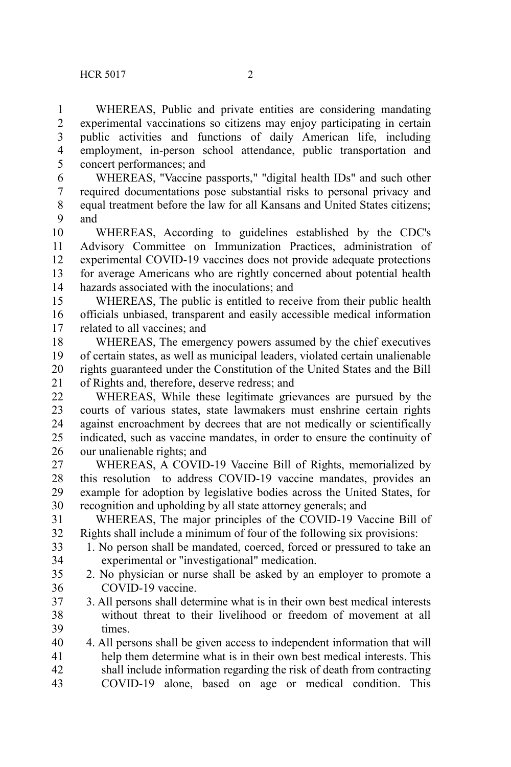WHEREAS, Public and private entities are considering mandating experimental vaccinations so citizens may enjoy participating in certain public activities and functions of daily American life, including employment, in-person school attendance, public transportation and concert performances; and

WHEREAS, "Vaccine passports," "digital health IDs" and such other required documentations pose substantial risks to personal privacy and equal treatment before the law for all Kansans and United States citizens; and

WHEREAS, According to guidelines established by the CDC's Advisory Committee on Immunization Practices, administration of experimental COVID-19 vaccines does not provide adequate protections for average Americans who are rightly concerned about potential health hazards associated with the inoculations; and

WHEREAS, The public is entitled to receive from their public health officials unbiased, transparent and easily accessible medical information related to all vaccines; and

WHEREAS, The emergency powers assumed by the chief executives of certain states, as well as municipal leaders, violated certain unalienable rights guaranteed under the Constitution of the United States and the Bill of Rights and, therefore, deserve redress; and

WHEREAS, While these legitimate grievances are pursued by the courts of various states, state lawmakers must enshrine certain rights against encroachment by decrees that are not medically or scientifically indicated, such as vaccine mandates, in order to ensure the continuity of our unalienable rights; and

WHEREAS, A COVID-19 Vaccine Bill of Rights, memorialized by this resolution to address COVID-19 vaccine mandates, provides an example for adoption by legislative bodies across the United States, for recognition and upholding by all state attorney generals; and

WHEREAS, The major principles of the COVID-19 Vaccine Bill of Rights shall include a minimum of four of the following six provisions:

1. No person shall be mandated, coerced, forced or pressured to take an experimental or "investigational" medication.
2. No physician or nurse shall be asked by an employer to promote a COVID-19 vaccine.
3. All persons shall determine what is in their own best medical interests without threat to their livelihood or freedom of movement at all times.
4. All persons shall be given access to independent information that will help them determine what is in their own best medical interests. This shall include information regarding the risk of death from contracting COVID-19 alone, based on age or medical condition. This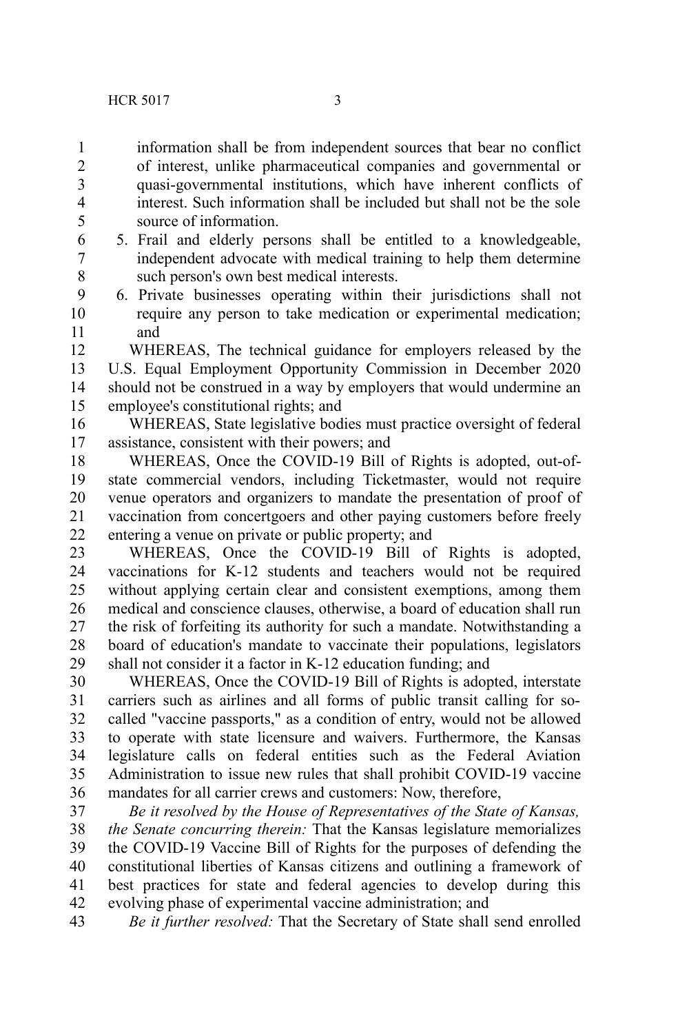information shall be from independent sources that bear no conflict of interest, unlike pharmaceutical companies and governmental or quasi-governmental institutions, which have inherent conflicts of interest. Such information shall be included but shall not be the sole source of information.

5. Frail and elderly persons shall be entitled to a knowledgeable, independent advocate with medical training to help them determine such person's own best medical interests.
6. Private businesses operating within their jurisdictions shall not require any person to take medication or experimental medication; and

WHEREAS, The technical guidance for employers released by the U.S. Equal Employment Opportunity Commission in December 2020 should not be construed in a way by employers that would undermine an employee's constitutional rights; and

WHEREAS, State legislative bodies must practice oversight of federal assistance, consistent with their powers; and

WHEREAS, Once the COVID-19 Bill of Rights is adopted, out-of-state commercial vendors, including Ticketmaster, would not require venue operators and organizers to mandate the presentation of proof of vaccination from concertgoers and other paying customers before freely entering a venue on private or public property; and

WHEREAS, Once the COVID-19 Bill of Rights is adopted, vaccinations for K-12 students and teachers would not be required without applying certain clear and consistent exemptions, among them medical and conscience clauses, otherwise, a board of education shall run the risk of forfeiting its authority for such a mandate. Notwithstanding a board of education's mandate to vaccinate their populations, legislators shall not consider it a factor in K-12 education funding; and

WHEREAS, Once the COVID-19 Bill of Rights is adopted, interstate carriers such as airlines and all forms of public transit calling for so-called "vaccine passports," as a condition of entry, would not be allowed to operate with state licensure and waivers. Furthermore, the Kansas legislature calls on federal entities such as the Federal Aviation Administration to issue new rules that shall prohibit COVID-19 vaccine mandates for all carrier crews and customers: Now, therefore,

*Be it resolved by the House of Representatives of the State of Kansas, the Senate concurring therein:* That the Kansas legislature memorializes the COVID-19 Vaccine Bill of Rights for the purposes of defending the constitutional liberties of Kansas citizens and outlining a framework of best practices for state and federal agencies to develop during this evolving phase of experimental vaccine administration; and

*Be it further resolved:* That the Secretary of State shall send enrolled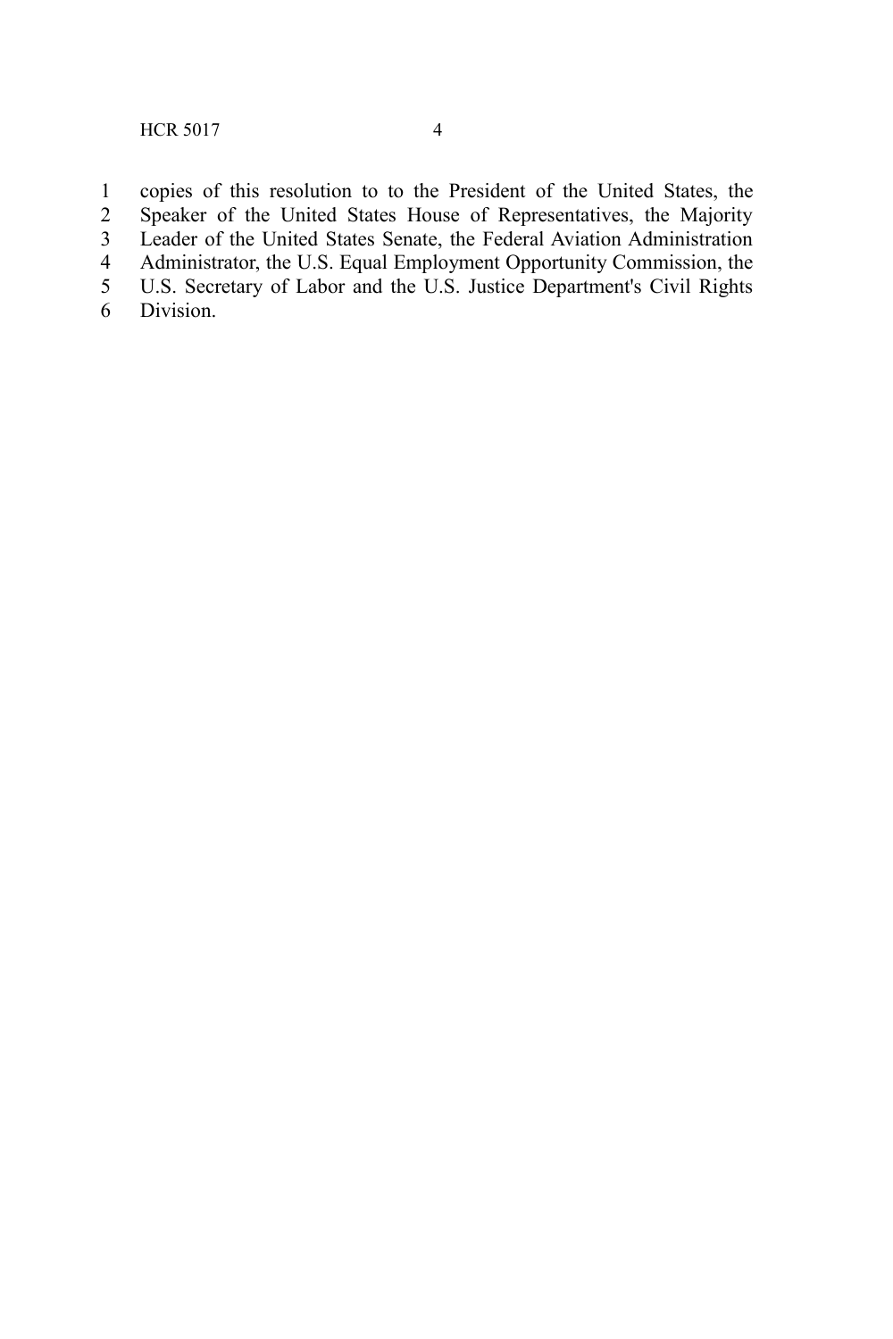copies of this resolution to to the President of the United States, the Speaker of the United States House of Representatives, the Majority Leader of the United States Senate, the Federal Aviation Administration Administrator, the U.S. Equal Employment Opportunity Commission, the U.S. Secretary of Labor and the U.S. Justice Department's Civil Rights Division.